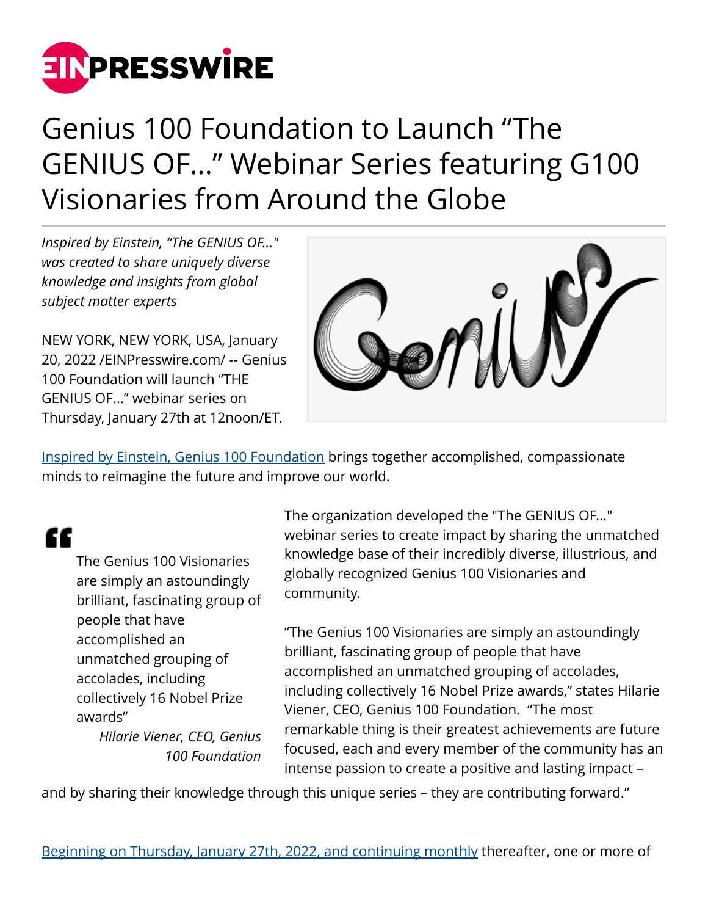# Genius 100 Foundation to Launch “The GENIUS OF…” Webinar Series featuring G100 Visionaries from Around the Globe

*Inspired by Einstein, “The GENIUS OF…" was created to share uniquely diverse knowledge and insights from global subject matter experts*

NEW YORK, NEW YORK, USA, January 20, 2022 /EINPresswire.com/ -- Genius 100 Foundation will launch “THE GENIUS OF…” webinar series on Thursday, January 27th at 12noon/ET.

Inspired by Einstein, Genius 100 Foundation brings together accomplished, compassionate minds to reimagine the future and improve our world.

> The Genius 100 Visionaries are simply an astoundingly brilliant, fascinating group of people that have accomplished an unmatched grouping of accolades, including collectively 16 Nobel Prize awards”
>
> *Hilarie Viener, CEO, Genius 100 Foundation*

The organization developed the "The GENIUS OF…" webinar series to create impact by sharing the unmatched knowledge base of their incredibly diverse, illustrious, and globally recognized Genius 100 Visionaries and community.

“The Genius 100 Visionaries are simply an astoundingly brilliant, fascinating group of people that have accomplished an unmatched grouping of accolades, including collectively 16 Nobel Prize awards,” states Hilarie Viener, CEO, Genius 100 Foundation. “The most remarkable thing is their greatest achievements are future focused, each and every member of the community has an intense passion to create a positive and lasting impact – and by sharing their knowledge through this unique series – they are contributing forward.”

Beginning on Thursday, January 27th, 2022, and continuing monthly thereafter, one or more of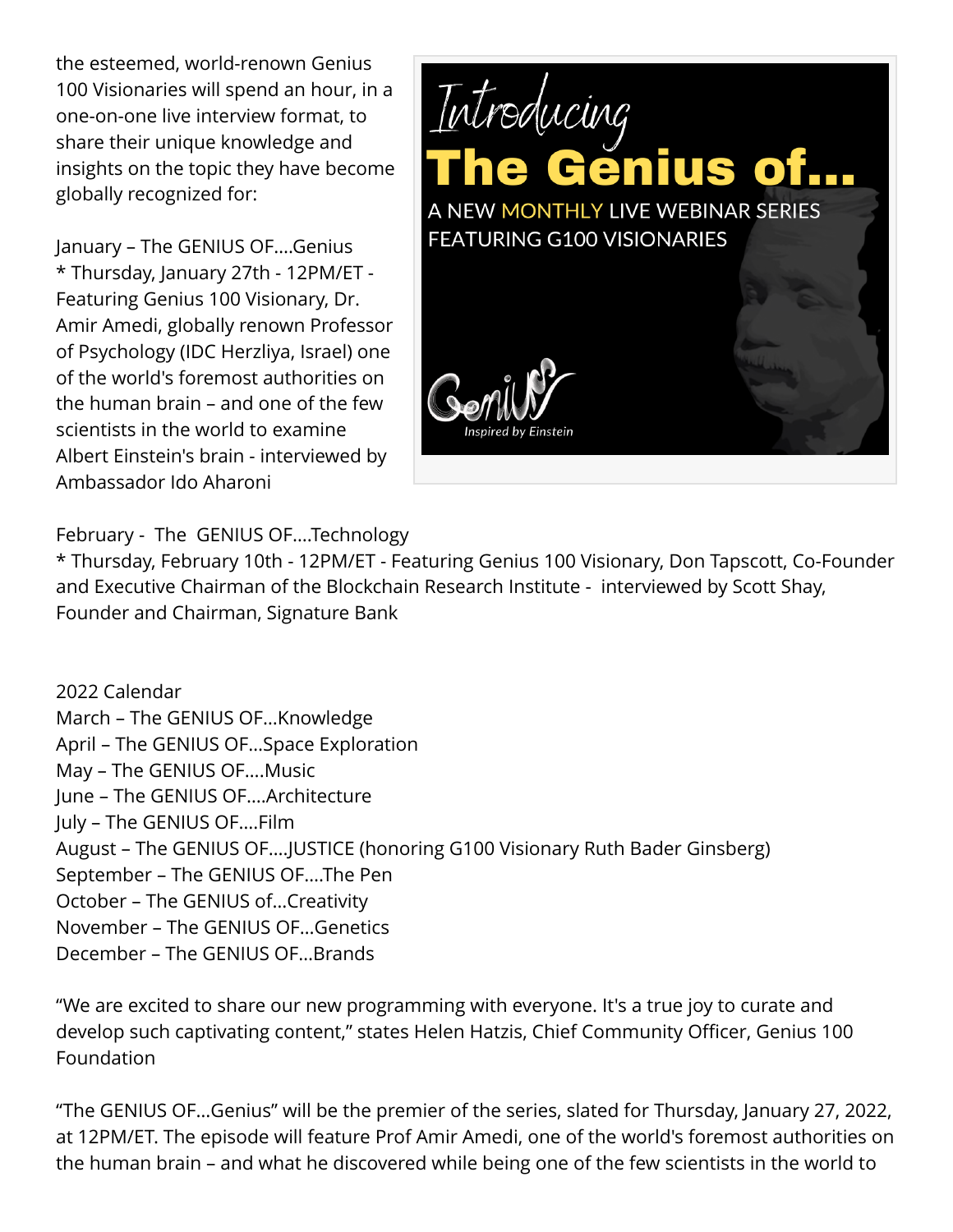the esteemed, world-renown Genius 100 Visionaries will spend an hour, in a one-on-one live interview format, to share their unique knowledge and insights on the topic they have become globally recognized for:

January – The GENIUS OF....Genius
* Thursday, January 27th - 12PM/ET - Featuring Genius 100 Visionary, Dr. Amir Amedi, globally renown Professor of Psychology (IDC Herzliya, Israel) one of the world's foremost authorities on the human brain – and one of the few scientists in the world to examine Albert Einstein's brain - interviewed by Ambassador Ido Aharoni

February - The GENIUS OF....Technology
* Thursday, February 10th - 12PM/ET - Featuring Genius 100 Visionary, Don Tapscott, Co-Founder and Executive Chairman of the Blockchain Research Institute - interviewed by Scott Shay, Founder and Chairman, Signature Bank

2022 Calendar
March – The GENIUS OF...Knowledge
April – The GENIUS OF...Space Exploration
May – The GENIUS OF....Music
June – The GENIUS OF....Architecture
July – The GENIUS OF....Film
August – The GENIUS OF....JUSTICE (honoring G100 Visionary Ruth Bader Ginsberg)
September – The GENIUS OF....The Pen
October – The GENIUS of...Creativity
November – The GENIUS OF...Genetics
December – The GENIUS OF...Brands

"We are excited to share our new programming with everyone. It's a true joy to curate and develop such captivating content," states Helen Hatzis, Chief Community Officer, Genius 100 Foundation

"The GENIUS OF...Genius" will be the premier of the series, slated for Thursday, January 27, 2022, at 12PM/ET. The episode will feature Prof Amir Amedi, one of the world's foremost authorities on the human brain – and what he discovered while being one of the few scientists in the world to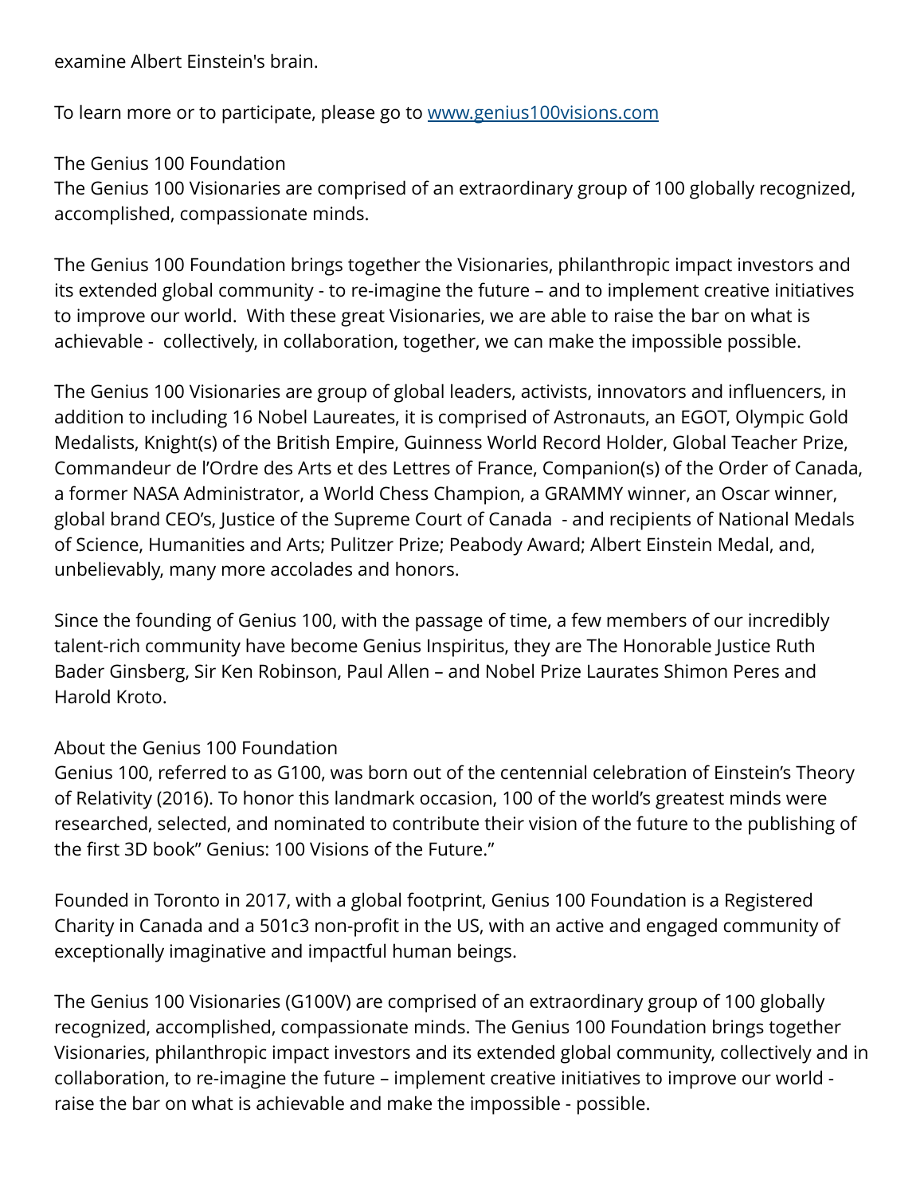examine Albert Einstein's brain.

To learn more or to participate, please go to [www.genius100visions.com](http://www.genius100visions.com)

The Genius 100 Foundation

The Genius 100 Visionaries are comprised of an extraordinary group of 100 globally recognized, accomplished, compassionate minds.

The Genius 100 Foundation brings together the Visionaries, philanthropic impact investors and its extended global community - to re-imagine the future – and to implement creative initiatives to improve our world. With these great Visionaries, we are able to raise the bar on what is achievable - collectively, in collaboration, together, we can make the impossible possible.

The Genius 100 Visionaries are group of global leaders, activists, innovators and influencers, in addition to including 16 Nobel Laureates, it is comprised of Astronauts, an EGOT, Olympic Gold Medalists, Knight(s) of the British Empire, Guinness World Record Holder, Global Teacher Prize, Commandeur de l'Ordre des Arts et des Lettres of France, Companion(s) of the Order of Canada, a former NASA Administrator, a World Chess Champion, a GRAMMY winner, an Oscar winner, global brand CEO's, Justice of the Supreme Court of Canada - and recipients of National Medals of Science, Humanities and Arts; Pulitzer Prize; Peabody Award; Albert Einstein Medal, and, unbelievably, many more accolades and honors.

Since the founding of Genius 100, with the passage of time, a few members of our incredibly talent-rich community have become Genius Inspiritus, they are The Honorable Justice Ruth Bader Ginsberg, Sir Ken Robinson, Paul Allen – and Nobel Prize Laurates Shimon Peres and Harold Kroto.

About the Genius 100 Foundation

Genius 100, referred to as G100, was born out of the centennial celebration of Einstein's Theory of Relativity (2016). To honor this landmark occasion, 100 of the world's greatest minds were researched, selected, and nominated to contribute their vision of the future to the publishing of the first 3D book" Genius: 100 Visions of the Future."

Founded in Toronto in 2017, with a global footprint, Genius 100 Foundation is a Registered Charity in Canada and a 501c3 non-profit in the US, with an active and engaged community of exceptionally imaginative and impactful human beings.

The Genius 100 Visionaries (G100V) are comprised of an extraordinary group of 100 globally recognized, accomplished, compassionate minds. The Genius 100 Foundation brings together Visionaries, philanthropic impact investors and its extended global community, collectively and in collaboration, to re-imagine the future – implement creative initiatives to improve our world - raise the bar on what is achievable and make the impossible - possible.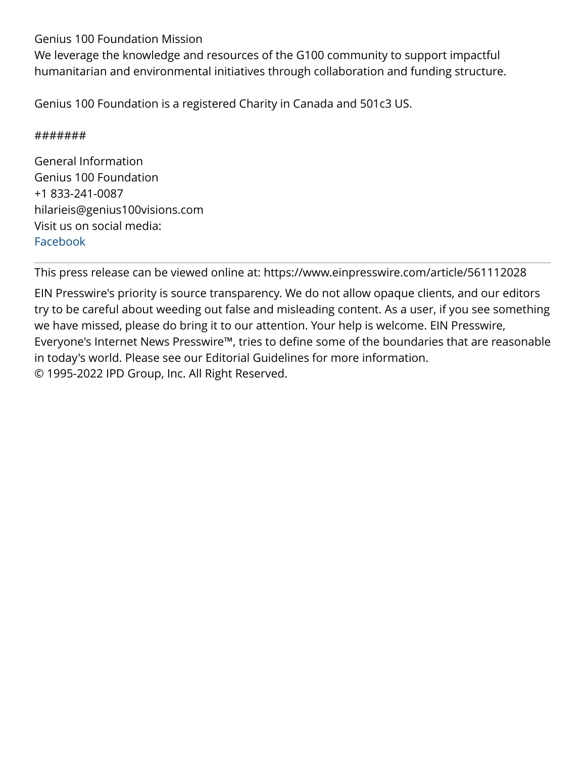Genius 100 Foundation Mission
We leverage the knowledge and resources of the G100 community to support impactful humanitarian and environmental initiatives through collaboration and funding structure.

Genius 100 Foundation is a registered Charity in Canada and 501c3 US.

#######

General Information
Genius 100 Foundation
+1 833-241-0087
hilarieis@genius100visions.com
Visit us on social media:
Facebook

---

This press release can be viewed online at: https://www.einpresswire.com/article/561112028

EIN Presswire's priority is source transparency. We do not allow opaque clients, and our editors try to be careful about weeding out false and misleading content. As a user, if you see something we have missed, please do bring it to our attention. Your help is welcome. EIN Presswire, Everyone's Internet News Presswire™, tries to define some of the boundaries that are reasonable in today's world. Please see our Editorial Guidelines for more information.
© 1995-2022 IPD Group, Inc. All Right Reserved.